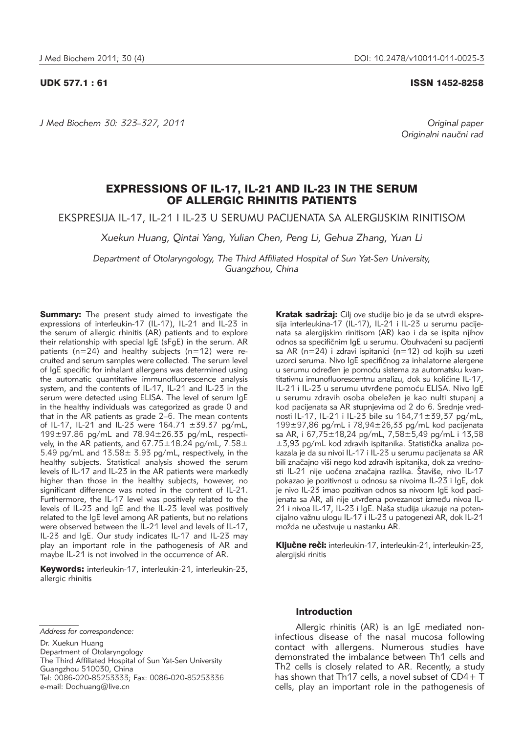UDK 577.1 : 61 ISSN 1452-8258

*Original paper*
*Originalni naučni rad*

# EXPRESSIONS OF IL-17, IL-21 AND IL-23 IN THE SERUM OF ALLERGIC RHINITIS PATIENTS

EKSPRESIJA IL-17, IL-21 I IL-23 U SERUMU PACIJENATA SA ALERGIJSKIM RINITISOM

*Xuekun Huang, Qintai Yang, Yulian Chen, Peng Li, Gehua Zhang, Yuan Li*

*Department of Otolaryngology, The Third Affiliated Hospital of Sun Yat-Sen University, Guangzhou, China*

**Summary:** The present study aimed to investigate the expressions of interleukin-17 (IL-17), IL-21 and IL-23 in the serum of allergic rhinitis (AR) patients and to explore their relationship with special IgE (sFgE) in the serum. AR patients (n=24) and healthy subjects (n=12) were recruited and serum samples were collected. The serum level of IgE specific for inhalant allergens was determined using the automatic quantitative immunofluorescence analysis system, and the contents of IL-17, IL-21 and IL-23 in the serum were detected using ELISA. The level of serum IgE in the healthy individuals was categorized as grade 0 and that in the AR patients as grade 2–6. The mean contents of IL-17, IL-21 and IL-23 were 164.71 ±39.37 pg/mL, 199±97.86 pg/mL and 78.94±26.33 pg/mL, respectively, in the AR patients, and 67.75±18.24 pg/mL, 7.58±5.49 pg/mL and 13.58± 3.93 pg/mL, respectively, in the healthy subjects. Statistical analysis showed the serum levels of IL-17 and IL-23 in the AR patients were markedly higher than those in the healthy subjects, however, no significant difference was noted in the content of IL-21. Furthermore, the IL-17 level was positively related to the levels of IL-23 and IgE and the IL-23 level was positively related to the IgE level among AR patients, but no relations were observed between the IL-21 level and levels of IL-17, IL-23 and IgE. Our study indicates IL-17 and IL-23 may play an important role in the pathogenesis of AR and maybe IL-21 is not involved in the occurrence of AR.

**Keywords:** interleukin-17, interleukin-21, interleukin-23, allergic rhinitis

**Kratak sadržaj:** Cilj ove studije bio je da se utvrdi ekspresija interleukina-17 (IL-17), IL-21 i IL-23 u serumu pacijenata sa alergijskim rinitisom (AR) kao i da se ispita njihov odnos sa specifičnim IgE u serumu. Obuhvaćeni su pacijenti sa AR (n=24) i zdravi ispitanici (n=12) od kojih su uzeti uzorci seruma. Nivo IgE specifičnog za inhalatorne alergene u serumu određen je pomoću sistema za automatsku kvantitativnu imunofluorescentnu analizu, dok su količine IL-17, IL-21 i IL-23 u serumu utvrđene pomoću ELISA. Nivo IgE u serumu zdravih osoba obeležen je kao nulti stupanj a kod pacijenata sa AR stupnjevima od 2 do 6. Srednje vrednosti IL-17, IL-21 i IL-23 bile su 164,71±39,37 pg/mL, 199±97,86 pg/mL i 78,94±26,33 pg/mL kod pacijenata sa AR, i 67,75±18,24 pg/mL, 7,58±5,49 pg/mL i 13,58 ±3,93 pg/mL kod zdravih ispitanika. Statistička analiza pokazala je da su nivoi IL-17 i IL-23 u serumu pacijenata sa AR bili značajno viši nego kod zdravih ispitanika, dok za vrednosti IL-21 nije uočena značajna razlika. Štaviše, nivo IL-17 pokazao je pozitivnost u odnosu sa nivoima IL-23 i IgE, dok je nivo IL-23 imao pozitivan odnos sa nivoom IgE kod pacijenata sa AR, ali nije utvrđena povezanost između nivoa IL-21 i nivoa IL-17, IL-23 i IgE. Naša studija ukazuje na potencijalno važnu ulogu IL-17 i IL-23 u patogenezi AR, dok IL-21 možda ne učestvuje u nastanku AR.

**Ključne reči:** interleukin-17, interleukin-21, interleukin-23, alergijski rinitis

*Address for correspondence:*

Dr. Xuekun Huang
Department of Otolaryngology
The Third Affiliated Hospital of Sun Yat-Sen University
Guangzhou 510030, China
Tel: 0086-020-85253333; Fax: 0086-020-85253336
e-mail: Dochuang@live.cn

## Introduction

Allergic rhinitis (AR) is an IgE mediated noninfectious disease of the nasal mucosa following contact with allergens. Numerous studies have demonstrated the imbalance between Th1 cells and Th2 cells is closely related to AR. Recently, a study has shown that Th17 cells, a novel subset of CD4+ T cells, play an important role in the pathogenesis of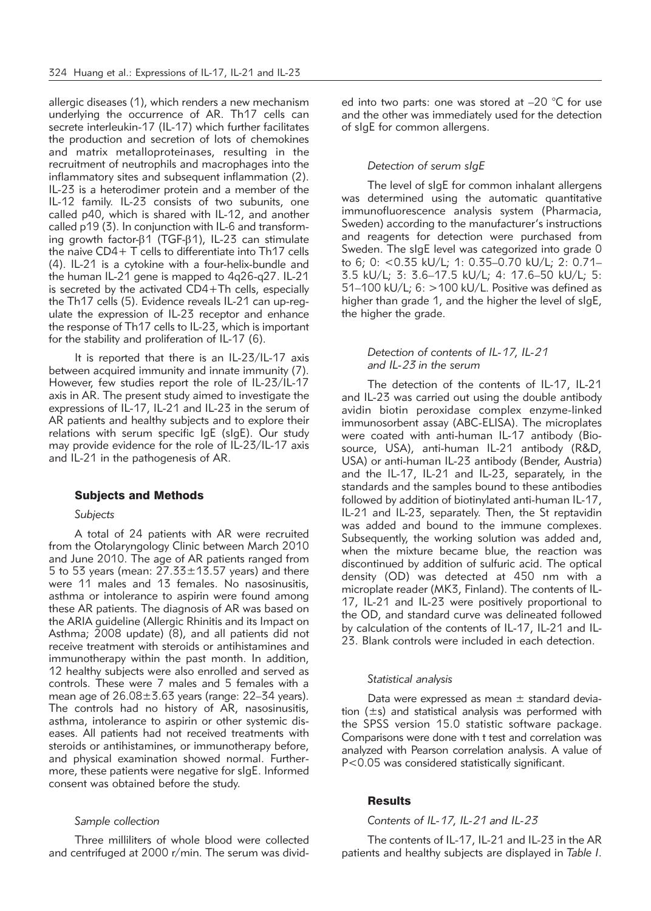allergic diseases (1), which renders a new mechanism underlying the occurrence of AR. Th17 cells can secrete interleukin-17 (IL-17) which further facilitates the production and secretion of lots of chemokines and matrix metalloproteinases, resulting in the recruitment of neutrophils and macrophages into the inflammatory sites and subsequent inflammation (2). IL-23 is a heterodimer protein and a member of the IL-12 family. IL-23 consists of two subunits, one called p40, which is shared with IL-12, and another called p19 (3). In conjunction with IL-6 and transforming growth factor-β1 (TGF-β1), IL-23 can stimulate the naive CD4+ T cells to differentiate into Th17 cells (4). IL-21 is a cytokine with a four-helix-bundle and the human IL-21 gene is mapped to 4q26-q27. IL-21 is secreted by the activated CD4+Th cells, especially the Th17 cells (5). Evidence reveals IL-21 can up-regulate the expression of IL-23 receptor and enhance the response of Th17 cells to IL-23, which is important for the stability and proliferation of IL-17 (6).

It is reported that there is an IL-23/IL-17 axis between acquired immunity and innate immunity (7). However, few studies report the role of IL-23/IL-17 axis in AR. The present study aimed to investigate the expressions of IL-17, IL-21 and IL-23 in the serum of AR patients and healthy subjects and to explore their relations with serum specific IgE (sIgE). Our study may provide evidence for the role of IL-23/IL-17 axis and IL-21 in the pathogenesis of AR.

## Subjects and Methods

### *Subjects*

A total of 24 patients with AR were recruited from the Otolaryngology Clinic between March 2010 and June 2010. The age of AR patients ranged from 5 to 53 years (mean: 27.33±13.57 years) and there were 11 males and 13 females. No nasosinusitis, asthma or intolerance to aspirin were found among these AR patients. The diagnosis of AR was based on the ARIA guideline (Allergic Rhinitis and its Impact on Asthma; 2008 update) (8), and all patients did not receive treatment with steroids or antihistamines and immunotherapy within the past month. In addition, 12 healthy subjects were also enrolled and served as controls. These were 7 males and 5 females with a mean age of 26.08±3.63 years (range: 22–34 years). The controls had no history of AR, nasosinusitis, asthma, intolerance to aspirin or other systemic diseases. All patients had not received treatments with steroids or antihistamines, or immunotherapy before, and physical examination showed normal. Furthermore, these patients were negative for sIgE. Informed consent was obtained before the study.

### *Sample collection*

Three milliliters of whole blood were collected and centrifuged at 2000 r/min. The serum was divided into two parts: one was stored at –20 °C for use and the other was immediately used for the detection of sIgE for common allergens.

### *Detection of serum sIgE*

The level of sIgE for common inhalant allergens was determined using the automatic quantitative immunofluorescence analysis system (Pharmacia, Sweden) according to the manufacturer's instructions and reagents for detection were purchased from Sweden. The sIgE level was categorized into grade 0 to 6; 0: <0.35 kU/L; 1: 0.35–0.70 kU/L; 2: 0.71–3.5 kU/L; 3: 3.6–17.5 kU/L; 4: 17.6–50 kU/L; 5: 51–100 kU/L; 6: >100 kU/L. Positive was defined as higher than grade 1, and the higher the level of sIgE, the higher the grade.

### *Detection of contents of IL-17, IL-21 and IL-23 in the serum*

The detection of the contents of IL-17, IL-21 and IL-23 was carried out using the double antibody avidin biotin peroxidase complex enzyme-linked immunosorbent assay (ABC-ELISA). The microplates were coated with anti-human IL-17 antibody (Biosource, USA), anti-human IL-21 antibody (R&D, USA) or anti-human IL-23 antibody (Bender, Austria) and the IL-17, IL-21 and IL-23, separately, in the standards and the samples bound to these antibodies followed by addition of biotinylated anti-human IL-17, IL-21 and IL-23, separately. Then, the St reptavidin was added and bound to the immune complexes. Subsequently, the working solution was added and, when the mixture became blue, the reaction was discontinued by addition of sulfuric acid. The optical density (OD) was detected at 450 nm with a microplate reader (MK3, Finland). The contents of IL-17, IL-21 and IL-23 were positively proportional to the OD, and standard curve was delineated followed by calculation of the contents of IL-17, IL-21 and IL-23. Blank controls were included in each detection.

### *Statistical analysis*

Data were expressed as mean ± standard deviation (±s) and statistical analysis was performed with the SPSS version 15.0 statistic software package. Comparisons were done with t test and correlation was analyzed with Pearson correlation analysis. A value of $P<0.05$ was considered statistically significant.

## Results

### *Contents of IL-17, IL-21 and IL-23*

The contents of IL-17, IL-21 and IL-23 in the AR patients and healthy subjects are displayed in *Table I*.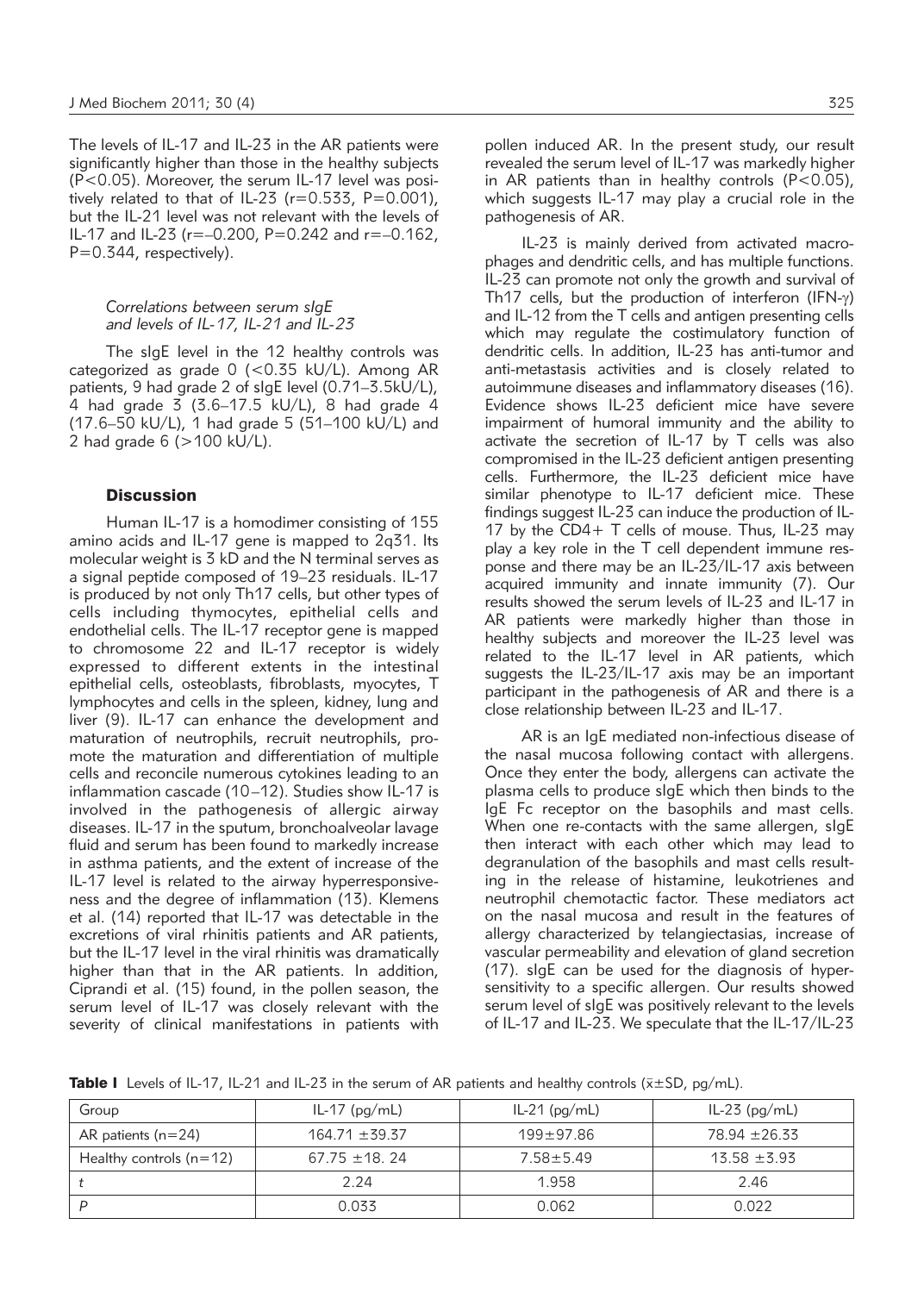The levels of IL-17 and IL-23 in the AR patients were significantly higher than those in the healthy subjects ($P<0.05$). Moreover, the serum IL-17 level was positively related to that of IL-23 ($r=0.533$, $P=0.001$), but the IL-21 level was not relevant with the levels of IL-17 and IL-23 ($r=-0.200$, $P=0.242$ and $r=-0.162$, $P=0.344$, respectively).

### *Correlations between serum sIgE and levels of IL-17, IL-21 and IL-23*

The sIgE level in the 12 healthy controls was categorized as grade 0 (<0.35 kU/L). Among AR patients, 9 had grade 2 of sIgE level (0.71–3.5kU/L), 4 had grade 3 (3.6–17.5 kU/L), 8 had grade 4 (17.6–50 kU/L), 1 had grade 5 (51–100 kU/L) and 2 had grade 6 (>100 kU/L).

## Discussion

Human IL-17 is a homodimer consisting of 155 amino acids and IL-17 gene is mapped to 2q31. Its molecular weight is 3 kD and the N terminal serves as a signal peptide composed of 19–23 residuals. IL-17 is produced by not only Th17 cells, but other types of cells including thymocytes, epithelial cells and endothelial cells. The IL-17 receptor gene is mapped to chromosome 22 and IL-17 receptor is widely expressed to different extents in the intestinal epithelial cells, osteoblasts, fibroblasts, myocytes, T lymphocytes and cells in the spleen, kidney, lung and liver (9). IL-17 can enhance the development and maturation of neutrophils, recruit neutrophils, promote the maturation and differentiation of multiple cells and reconcile numerous cytokines leading to an inflammation cascade (10–12). Studies show IL-17 is involved in the pathogenesis of allergic airway diseases. IL-17 in the sputum, bronchoalveolar lavage fluid and serum has been found to markedly increase in asthma patients, and the extent of increase of the IL-17 level is related to the airway hyperresponsiveness and the degree of inflammation (13). Klemens et al. (14) reported that IL-17 was detectable in the excretions of viral rhinitis patients and AR patients, but the IL-17 level in the viral rhinitis was dramatically higher than that in the AR patients. In addition, Ciprandi et al. (15) found, in the pollen season, the serum level of IL-17 was closely relevant with the severity of clinical manifestations in patients with pollen induced AR. In the present study, our result revealed the serum level of IL-17 was markedly higher in AR patients than in healthy controls ($P<0.05$), which suggests IL-17 may play a crucial role in the pathogenesis of AR.

IL-23 is mainly derived from activated macrophages and dendritic cells, and has multiple functions. IL-23 can promote not only the growth and survival of Th17 cells, but the production of interferon (IFN-$\gamma$) and IL-12 from the T cells and antigen presenting cells which may regulate the costimulatory function of dendritic cells. In addition, IL-23 has anti-tumor and anti-metastasis activities and is closely related to autoimmune diseases and inflammatory diseases (16). Evidence shows IL-23 deficient mice have severe impairment of humoral immunity and the ability to activate the secretion of IL-17 by T cells was also compromised in the IL-23 deficient antigen presenting cells. Furthermore, the IL-23 deficient mice have similar phenotype to IL-17 deficient mice. These findings suggest IL-23 can induce the production of IL-17 by the CD4+ T cells of mouse. Thus, IL-23 may play a key role in the T cell dependent immune response and there may be an IL-23/IL-17 axis between acquired immunity and innate immunity (7). Our results showed the serum levels of IL-23 and IL-17 in AR patients were markedly higher than those in healthy subjects and moreover the IL-23 level was related to the IL-17 level in AR patients, which suggests the IL-23/IL-17 axis may be an important participant in the pathogenesis of AR and there is a close relationship between IL-23 and IL-17.

AR is an IgE mediated non-infectious disease of the nasal mucosa following contact with allergens. Once they enter the body, allergens can activate the plasma cells to produce sIgE which then binds to the IgE Fc receptor on the basophils and mast cells. When one re-contacts with the same allergen, sIgE then interact with each other which may lead to degranulation of the basophils and mast cells resulting in the release of histamine, leukotrienes and neutrophil chemotactic factor. These mediators act on the nasal mucosa and result in the features of allergy characterized by telangiectasias, increase of vascular permeability and elevation of gland secretion (17). sIgE can be used for the diagnosis of hypersensitivity to a specific allergen. Our results showed serum level of sIgE was positively relevant to the levels of IL-17 and IL-23. We speculate that the IL-17/IL-23

**Table I** Levels of IL-17, IL-21 and IL-23 in the serum of AR patients and healthy controls ($\bar{x}\pm SD$, pg/mL).

| Group | IL-17 (pg/mL) | IL-21 (pg/mL) | IL-23 (pg/mL) |
|---|---|---|---|
| AR patients (n=24) | 164.71 ±39.37 | 199±97.86 | 78.94 ±26.33 |
| Healthy controls (n=12) | 67.75 ±18. 24 | 7.58±5.49 | 13.58 ±3.93 |
| $t$ | 2.24 | 1.958 | 2.46 |
| $P$ | 0.033 | 0.062 | 0.022 |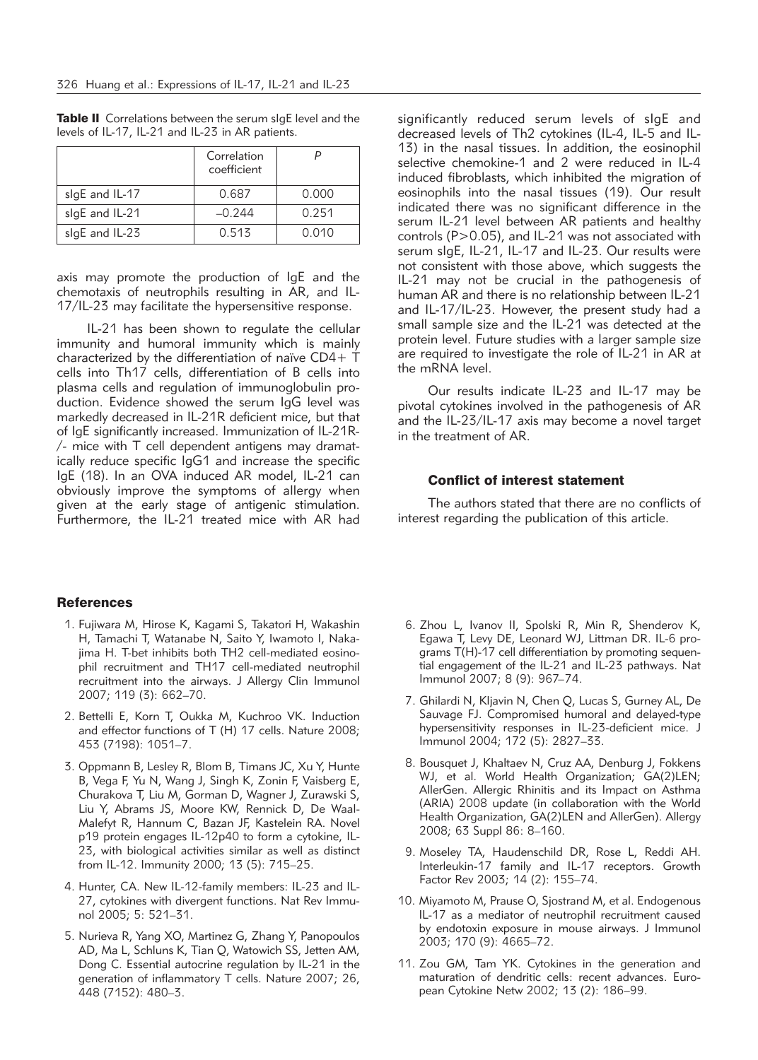**Table II** Correlations between the serum sIgE level and the levels of IL-17, IL-21 and IL-23 in AR patients.

| | Correlation coefficient | P |
|---|---|---|
| sIgE and IL-17 | 0.687 | 0.000 |
| sIgE and IL-21 | –0.244 | 0.251 |
| sIgE and IL-23 | 0.513 | 0.010 |

axis may promote the production of IgE and the chemotaxis of neutrophils resulting in AR, and IL-17/IL-23 may facilitate the hypersensitive response.

IL-21 has been shown to regulate the cellular immunity and humoral immunity which is mainly characterized by the differentiation of naïve CD4+ T cells into Th17 cells, differentiation of B cells into plasma cells and regulation of immunoglobulin production. Evidence showed the serum IgG level was markedly decreased in IL-21R deficient mice, but that of IgE significantly increased. Immunization of IL-21R-/- mice with T cell dependent antigens may dramatically reduce specific IgG1 and increase the specific IgE (18). In an OVA induced AR model, IL-21 can obviously improve the symptoms of allergy when given at the early stage of antigenic stimulation. Furthermore, the IL-21 treated mice with AR had significantly reduced serum levels of sIgE and decreased levels of Th2 cytokines (IL-4, IL-5 and IL-13) in the nasal tissues. In addition, the eosinophil selective chemokine-1 and 2 were reduced in IL-4 induced fibroblasts, which inhibited the migration of eosinophils into the nasal tissues (19). Our result indicated there was no significant difference in the serum IL-21 level between AR patients and healthy controls (P>0.05), and IL-21 was not associated with serum sIgE, IL-21, IL-17 and IL-23. Our results were not consistent with those above, which suggests the IL-21 may not be crucial in the pathogenesis of human AR and there is no relationship between IL-21 and IL-17/IL-23. However, the present study had a small sample size and the IL-21 was detected at the protein level. Future studies with a larger sample size are required to investigate the role of IL-21 in AR at the mRNA level.

Our results indicate IL-23 and IL-17 may be pivotal cytokines involved in the pathogenesis of AR and the IL-23/IL-17 axis may become a novel target in the treatment of AR.

### Conflict of interest statement

The authors stated that there are no conflicts of interest regarding the publication of this article.

### References

1. Fujiwara M, Hirose K, Kagami S, Takatori H, Wakashin H, Tamachi T, Watanabe N, Saito Y, Iwamoto I, Nakajima H. T-bet inhibits both TH2 cell-mediated eosinophil recruitment and TH17 cell-mediated neutrophil recruitment into the airways. J Allergy Clin Immunol 2007; 119 (3): 662–70.
2. Bettelli E, Korn T, Oukka M, Kuchroo VK. Induction and effector functions of T (H) 17 cells. Nature 2008; 453 (7198): 1051–7.
3. Oppmann B, Lesley R, Blom B, Timans JC, Xu Y, Hunte B, Vega F, Yu N, Wang J, Singh K, Zonin F, Vaisberg E, Churakova T, Liu M, Gorman D, Wagner J, Zurawski S, Liu Y, Abrams JS, Moore KW, Rennick D, De Waal-Malefyt R, Hannum C, Bazan JF, Kastelein RA. Novel p19 protein engages IL-12p40 to form a cytokine, IL-23, with biological activities similar as well as distinct from IL-12. Immunity 2000; 13 (5): 715–25.
4. Hunter, CA. New IL-12-family members: IL-23 and IL-27, cytokines with divergent functions. Nat Rev Immunol 2005; 5: 521–31.
5. Nurieva R, Yang XO, Martinez G, Zhang Y, Panopoulos AD, Ma L, Schluns K, Tian Q, Watowich SS, Jetten AM, Dong C. Essential autocrine regulation by IL-21 in the generation of inflammatory T cells. Nature 2007; 26, 448 (7152): 480–3.
6. Zhou L, Ivanov II, Spolski R, Min R, Shenderov K, Egawa T, Levy DE, Leonard WJ, Littman DR. IL-6 programs T(H)-17 cell differentiation by promoting sequential engagement of the IL-21 and IL-23 pathways. Nat Immunol 2007; 8 (9): 967–74.
7. Ghilardi N, Kljavin N, Chen Q, Lucas S, Gurney AL, De Sauvage FJ. Compromised humoral and delayed-type hypersensitivity responses in IL-23-deficient mice. J Immunol 2004; 172 (5): 2827–33.
8. Bousquet J, Khaltaev N, Cruz AA, Denburg J, Fokkens WJ, et al. World Health Organization; GA(2)LEN; AllerGen. Allergic Rhinitis and its Impact on Asthma (ARIA) 2008 update (in collaboration with the World Health Organization, GA(2)LEN and AllerGen). Allergy 2008; 63 Suppl 86: 8–160.
9. Moseley TA, Haudenschild DR, Rose L, Reddi AH. Interleukin-17 family and IL-17 receptors. Growth Factor Rev 2003; 14 (2): 155–74.
10. Miyamoto M, Prause O, Sjostrand M, et al. Endogenous IL-17 as a mediator of neutrophil recruitment caused by endotoxin exposure in mouse airways. J Immunol 2003; 170 (9): 4665–72.
11. Zou GM, Tam YK. Cytokines in the generation and maturation of dendritic cells: recent advances. European Cytokine Netw 2002; 13 (2): 186–99.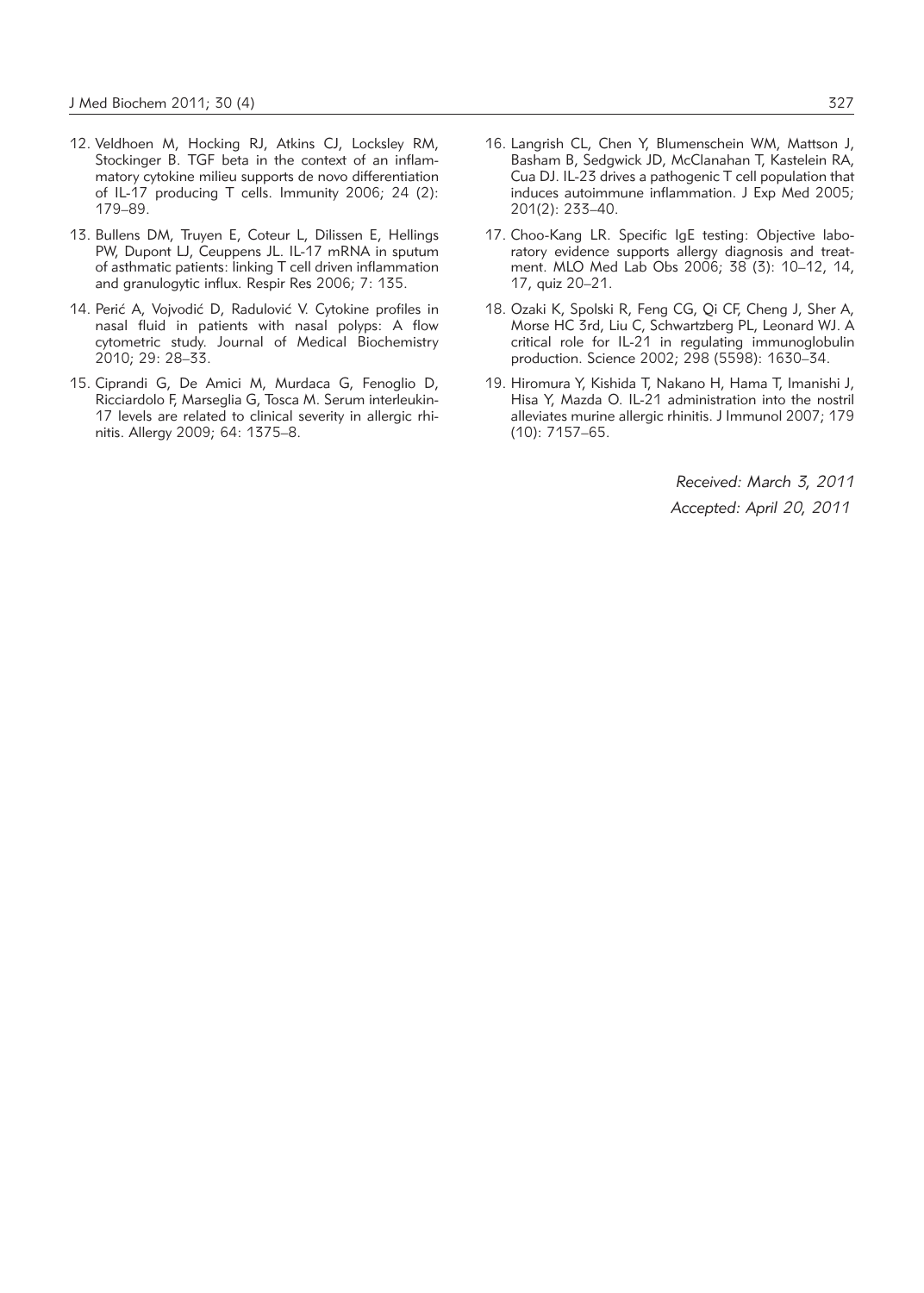12. Veldhoen M, Hocking RJ, Atkins CJ, Locksley RM, Stockinger B. TGF beta in the context of an inflammatory cytokine milieu supports de novo differentiation of IL-17 producing T cells. Immunity 2006; 24 (2): 179–89.

13. Bullens DM, Truyen E, Coteur L, Dilissen E, Hellings PW, Dupont LJ, Ceuppens JL. IL-17 mRNA in sputum of asthmatic patients: linking T cell driven inflammation and granulogytic influx. Respir Res 2006; 7: 135.

14. Perić A, Vojvodić D, Radulović V. Cytokine profiles in nasal fluid in patients with nasal polyps: A flow cytometric study. Journal of Medical Biochemistry 2010; 29: 28–33.

15. Ciprandi G, De Amici M, Murdaca G, Fenoglio D, Ricciardolo F, Marseglia G, Tosca M. Serum interleukin-17 levels are related to clinical severity in allergic rhinitis. Allergy 2009; 64: 1375–8.

16. Langrish CL, Chen Y, Blumenschein WM, Mattson J, Basham B, Sedgwick JD, McClanahan T, Kastelein RA, Cua DJ. IL-23 drives a pathogenic T cell population that induces autoimmune inflammation. J Exp Med 2005; 201(2): 233–40.

17. Choo-Kang LR. Specific IgE testing: Objective laboratory evidence supports allergy diagnosis and treatment. MLO Med Lab Obs 2006; 38 (3): 10–12, 14, 17, quiz 20–21.

18. Ozaki K, Spolski R, Feng CG, Qi CF, Cheng J, Sher A, Morse HC 3rd, Liu C, Schwartzberg PL, Leonard WJ. A critical role for IL-21 in regulating immunoglobulin production. Science 2002; 298 (5598): 1630–34.

19. Hiromura Y, Kishida T, Nakano H, Hama T, Imanishi J, Hisa Y, Mazda O. IL-21 administration into the nostril alleviates murine allergic rhinitis. J Immunol 2007; 179 (10): 7157–65.

*Received: March 3, 2011*

*Accepted: April 20, 2011*